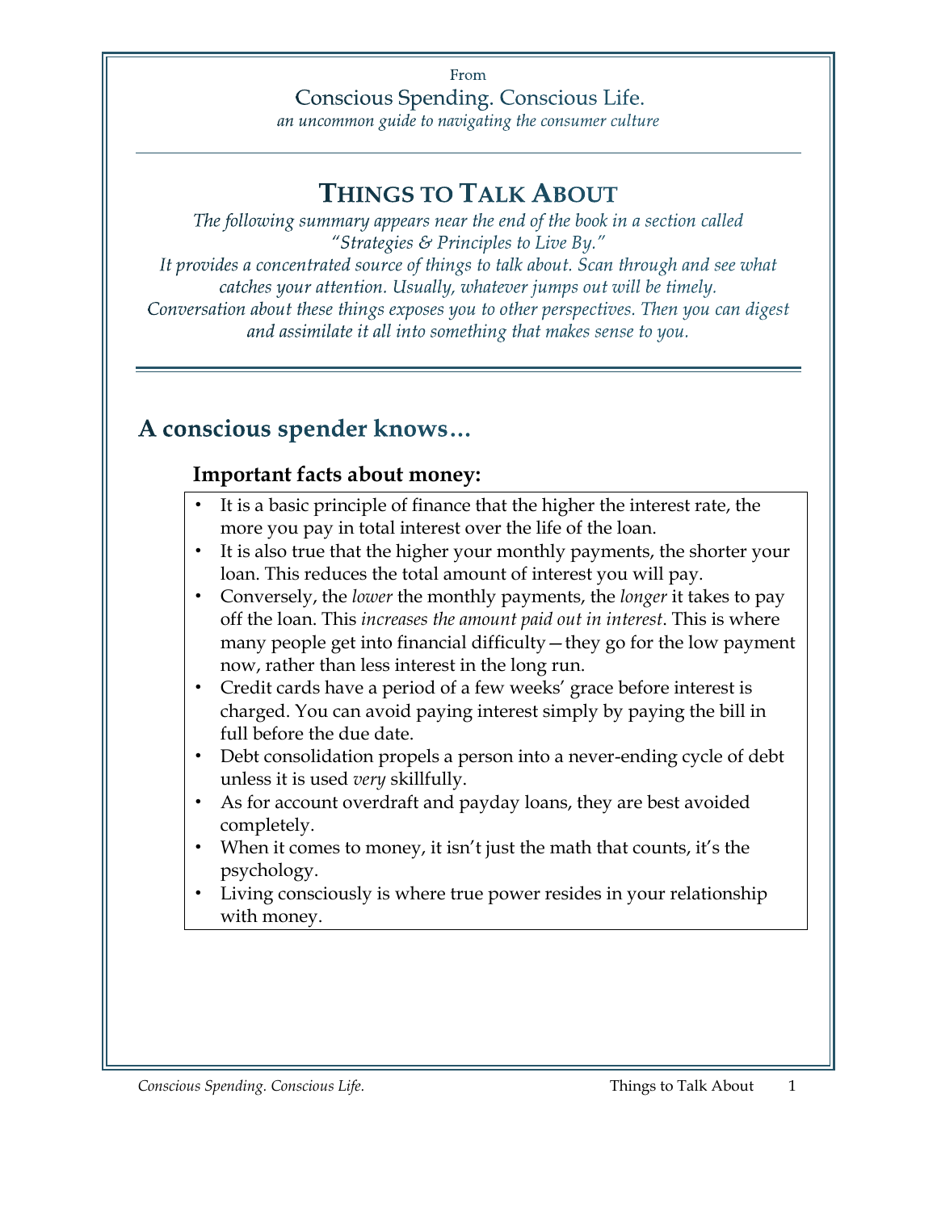From

Conscious Spending. Conscious Life.

*an uncommon guide to navigating the consumer culture*

# THINGS TO TALK ABOUT

*The following summary appears near the end of the book in a section called "Strategies & Principles to Live By."*
*It provides a concentrated source of things to talk about. Scan through and see what catches your attention. Usually, whatever jumps out will be timely.*
*Conversation about these things exposes you to other perspectives. Then you can digest and assimilate it all into something that makes sense to you.*

## A conscious spender knows…

### Important facts about money:

- It is a basic principle of finance that the higher the interest rate, the more you pay in total interest over the life of the loan.
- It is also true that the higher your monthly payments, the shorter your loan. This reduces the total amount of interest you will pay.
- Conversely, the *lower* the monthly payments, the *longer* it takes to pay off the loan. This *increases the amount paid out in interest*. This is where many people get into financial difficulty—they go for the low payment now, rather than less interest in the long run.
- Credit cards have a period of a few weeks' grace before interest is charged. You can avoid paying interest simply by paying the bill in full before the due date.
- Debt consolidation propels a person into a never-ending cycle of debt unless it is used *very* skillfully.
- As for account overdraft and payday loans, they are best avoided completely.
- When it comes to money, it isn't just the math that counts, it's the psychology.
- Living consciously is where true power resides in your relationship with money.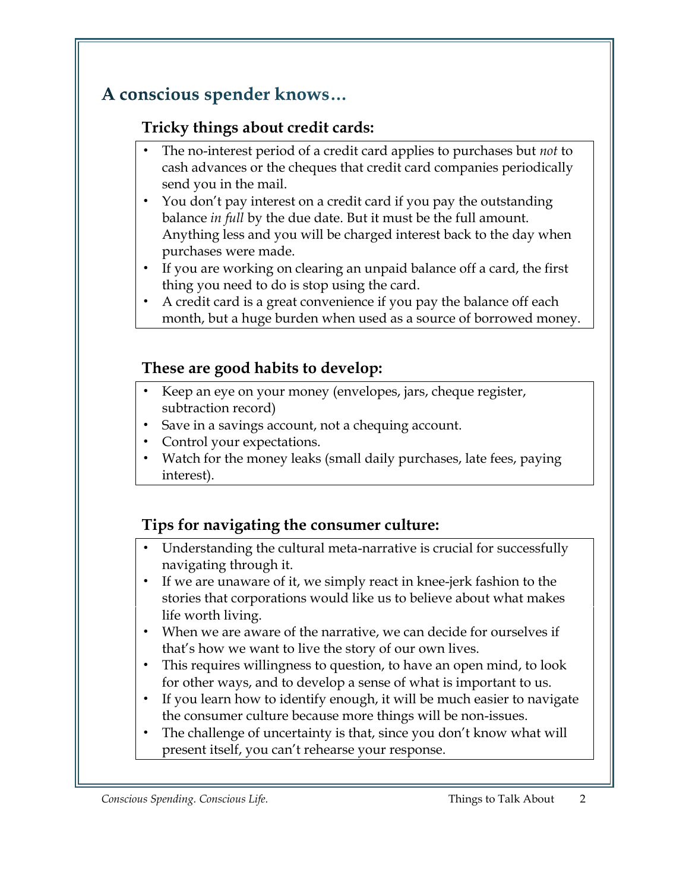## A conscious spender knows…

### Tricky things about credit cards:

- The no-interest period of a credit card applies to purchases but *not* to cash advances or the cheques that credit card companies periodically send you in the mail.
- You don't pay interest on a credit card if you pay the outstanding balance *in full* by the due date. But it must be the full amount. Anything less and you will be charged interest back to the day when purchases were made.
- If you are working on clearing an unpaid balance off a card, the first thing you need to do is stop using the card.
- A credit card is a great convenience if you pay the balance off each month, but a huge burden when used as a source of borrowed money.

### These are good habits to develop:

- Keep an eye on your money (envelopes, jars, cheque register, subtraction record)
- Save in a savings account, not a chequing account.
- Control your expectations.
- Watch for the money leaks (small daily purchases, late fees, paying interest).

### Tips for navigating the consumer culture:

- Understanding the cultural meta-narrative is crucial for successfully navigating through it.
- If we are unaware of it, we simply react in knee-jerk fashion to the stories that corporations would like us to believe about what makes life worth living.
- When we are aware of the narrative, we can decide for ourselves if that's how we want to live the story of our own lives.
- This requires willingness to question, to have an open mind, to look for other ways, and to develop a sense of what is important to us.
- If you learn how to identify enough, it will be much easier to navigate the consumer culture because more things will be non-issues.
- The challenge of uncertainty is that, since you don't know what will present itself, you can't rehearse your response.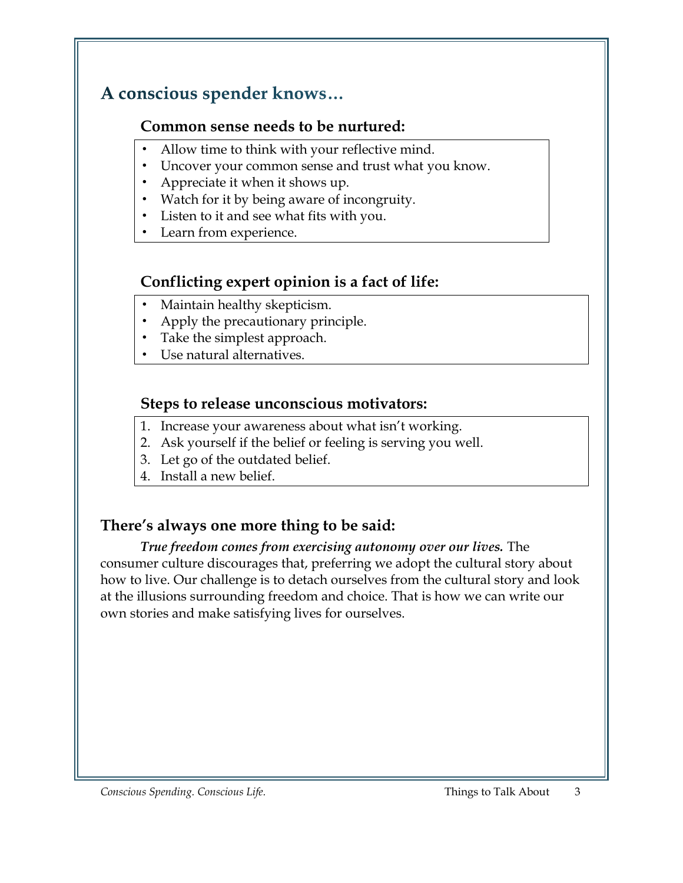## A conscious spender knows…

### Common sense needs to be nurtured:

- Allow time to think with your reflective mind.
- Uncover your common sense and trust what you know.
- Appreciate it when it shows up.
- Watch for it by being aware of incongruity.
- Listen to it and see what fits with you.
- Learn from experience.

### Conflicting expert opinion is a fact of life:

- Maintain healthy skepticism.
- Apply the precautionary principle.
- Take the simplest approach.
- Use natural alternatives.

### Steps to release unconscious motivators:

1. Increase your awareness about what isn't working.
2. Ask yourself if the belief or feeling is serving you well.
3. Let go of the outdated belief.
4. Install a new belief.

### There's always one more thing to be said:

***True freedom comes from exercising autonomy over our lives.*** The consumer culture discourages that, preferring we adopt the cultural story about how to live. Our challenge is to detach ourselves from the cultural story and look at the illusions surrounding freedom and choice. That is how we can write our own stories and make satisfying lives for ourselves.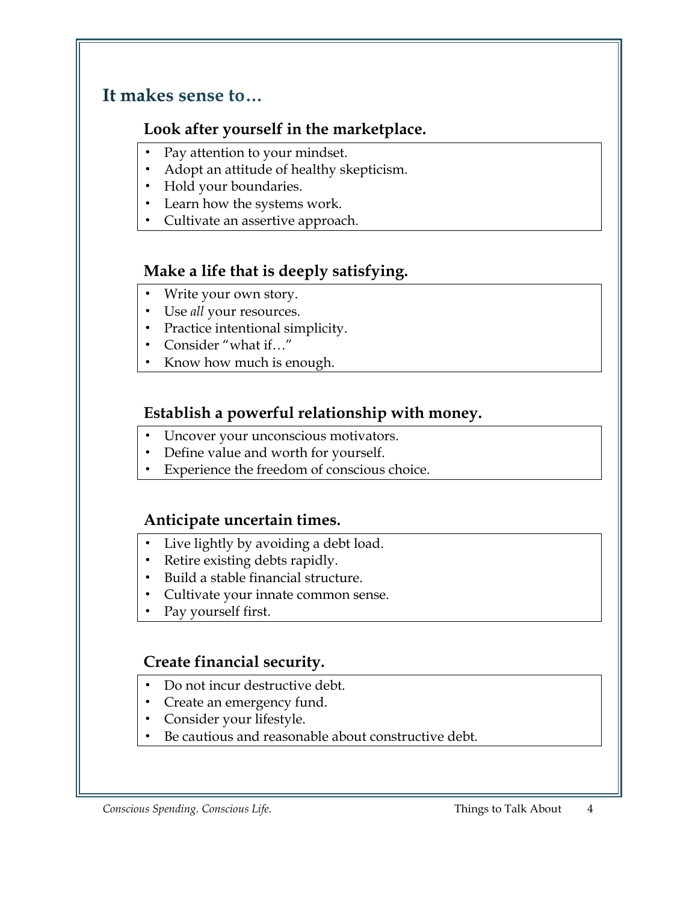## It makes sense to…

### Look after yourself in the marketplace.

- Pay attention to your mindset.
- Adopt an attitude of healthy skepticism.
- Hold your boundaries.
- Learn how the systems work.
- Cultivate an assertive approach.

### Make a life that is deeply satisfying.

- Write your own story.
- Use *all* your resources.
- Practice intentional simplicity.
- Consider "what if…"
- Know how much is enough.

### Establish a powerful relationship with money.

- Uncover your unconscious motivators.
- Define value and worth for yourself.
- Experience the freedom of conscious choice.

### Anticipate uncertain times.

- Live lightly by avoiding a debt load.
- Retire existing debts rapidly.
- Build a stable financial structure.
- Cultivate your innate common sense.
- Pay yourself first.

### Create financial security.

- Do not incur destructive debt.
- Create an emergency fund.
- Consider your lifestyle.
- Be cautious and reasonable about constructive debt.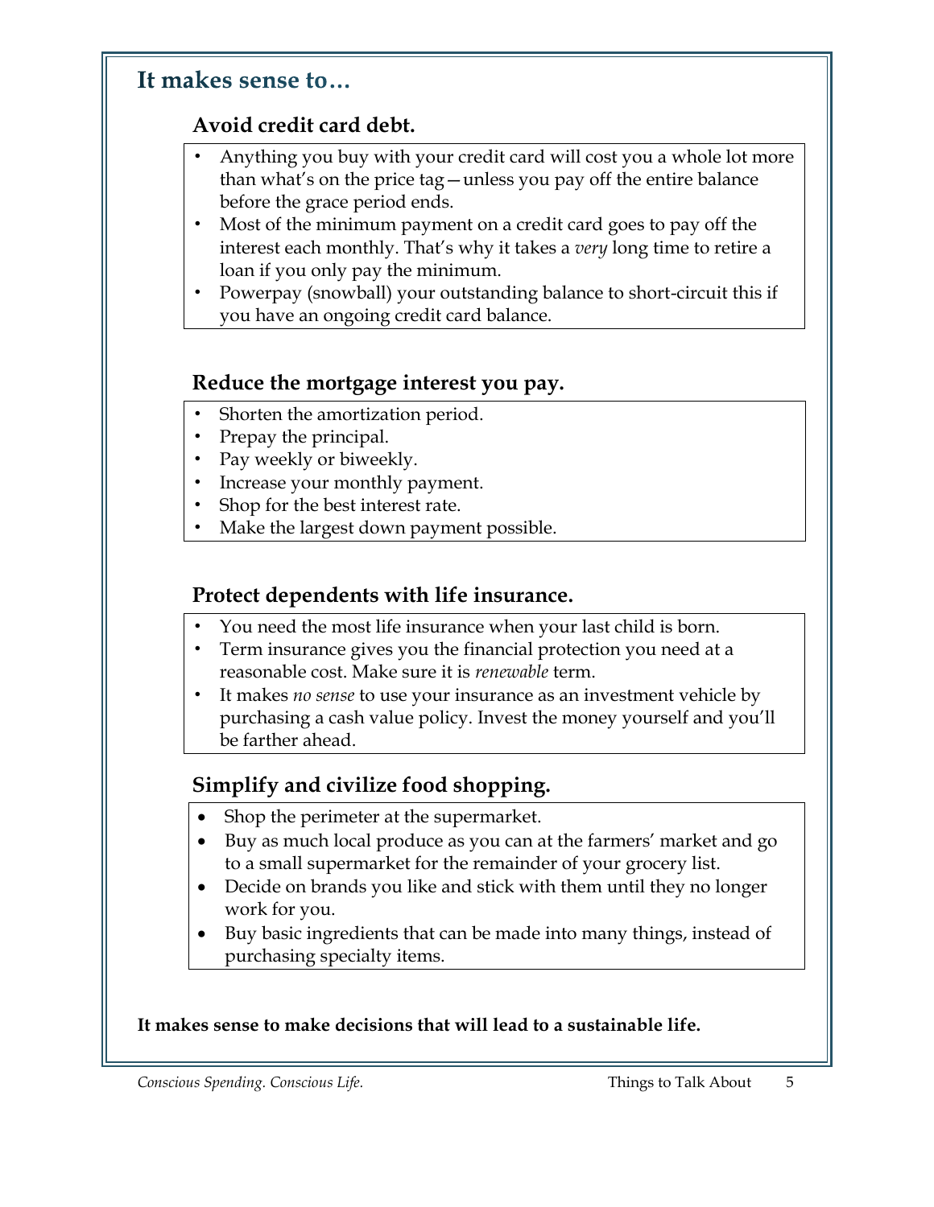## It makes sense to…

### Avoid credit card debt.

- Anything you buy with your credit card will cost you a whole lot more than what's on the price tag—unless you pay off the entire balance before the grace period ends.
- Most of the minimum payment on a credit card goes to pay off the interest each monthly. That's why it takes a *very* long time to retire a loan if you only pay the minimum.
- Powerpay (snowball) your outstanding balance to short-circuit this if you have an ongoing credit card balance.

### Reduce the mortgage interest you pay.

- Shorten the amortization period.
- Prepay the principal.
- Pay weekly or biweekly.
- Increase your monthly payment.
- Shop for the best interest rate.
- Make the largest down payment possible.

### Protect dependents with life insurance.

- You need the most life insurance when your last child is born.
- Term insurance gives you the financial protection you need at a reasonable cost. Make sure it is *renewable* term.
- It makes *no sense* to use your insurance as an investment vehicle by purchasing a cash value policy. Invest the money yourself and you'll be farther ahead.

### Simplify and civilize food shopping.

- Shop the perimeter at the supermarket.
- Buy as much local produce as you can at the farmers' market and go to a small supermarket for the remainder of your grocery list.
- Decide on brands you like and stick with them until they no longer work for you.
- Buy basic ingredients that can be made into many things, instead of purchasing specialty items.

**It makes sense to make decisions that will lead to a sustainable life.**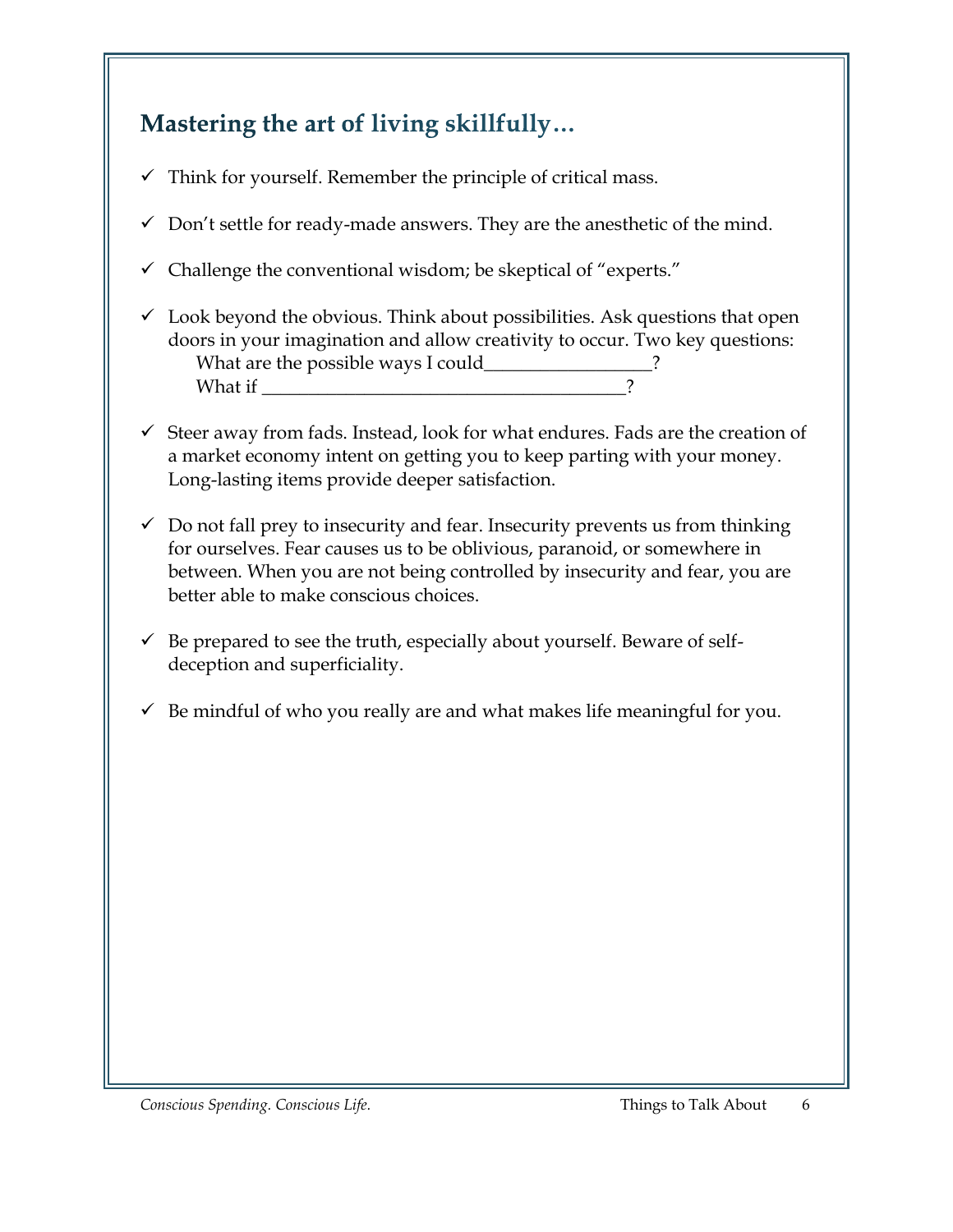## Mastering the art of living skillfully…

- ✓ Think for yourself. Remember the principle of critical mass.
- ✓ Don't settle for ready-made answers. They are the anesthetic of the mind.
- ✓ Challenge the conventional wisdom; be skeptical of "experts."
- ✓ Look beyond the obvious. Think about possibilities. Ask questions that open doors in your imagination and allow creativity to occur. Two key questions:
  What are the possible ways I could_________________?
  What if _____________________________________?
- ✓ Steer away from fads. Instead, look for what endures. Fads are the creation of a market economy intent on getting you to keep parting with your money. Long-lasting items provide deeper satisfaction.
- ✓ Do not fall prey to insecurity and fear. Insecurity prevents us from thinking for ourselves. Fear causes us to be oblivious, paranoid, or somewhere in between. When you are not being controlled by insecurity and fear, you are better able to make conscious choices.
- ✓ Be prepared to see the truth, especially about yourself. Beware of self-deception and superficiality.
- ✓ Be mindful of who you really are and what makes life meaningful for you.